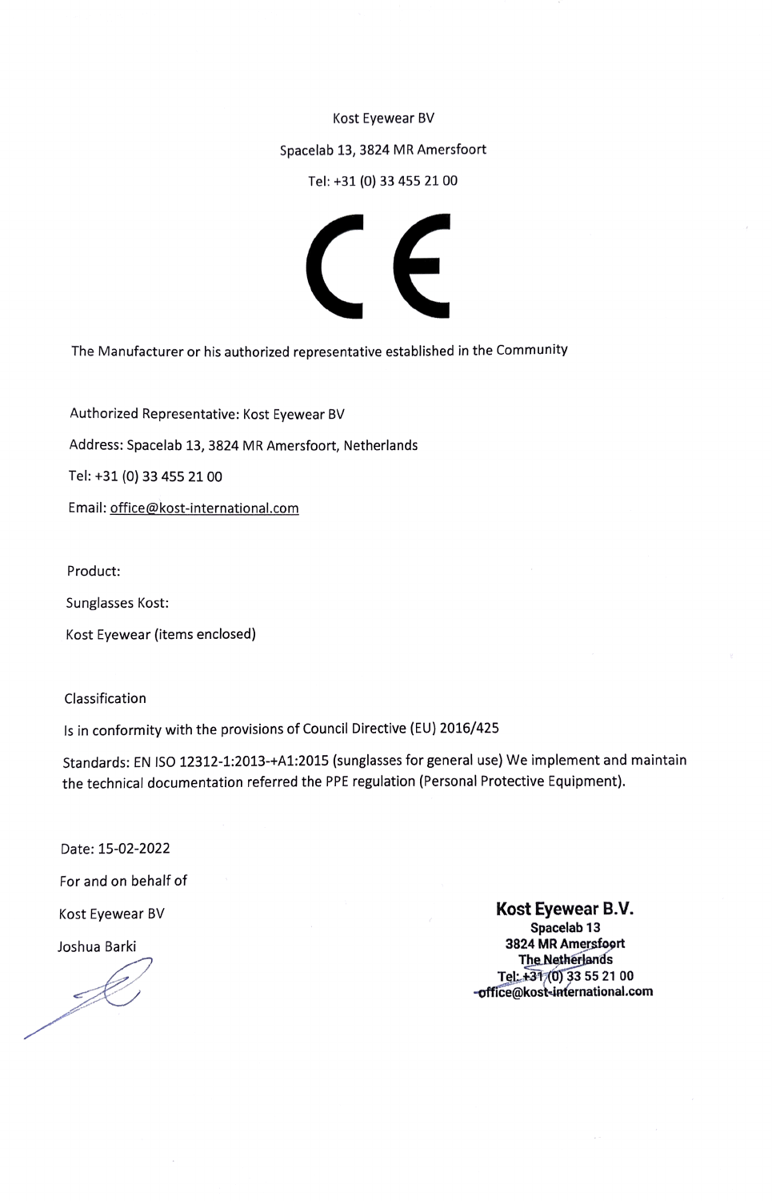Kost Eyewear BV

Spacelab 13, 3824 MR Amersfoort

Tel: +31 (0) 33 455 21 00

CE

The Manufacturer or his authorized representative established in the Community

Authorized Representative: Kost Eyewear BV

Address: Spacelab 13, 3824 MR Amersfoort, Netherlands

Tel: +31 (0) 33 455 21 00

Email: office@kost-international.com

Product:

Sunglasses Kost:

Kost Eyewear (items enclosed)

Classification

Is in conformity with the provisions of Council Directive (EU) 2016/425

Standards: EN ISO 12312-1:2013-+A1:2015 (sunglasses for general use) We implement and maintain the technical documentation referred the PPE regulation (Personal Protective Equipment).

Date: 15-02-2022

For and on behalf of

Kost Eyewear BV

Joshua Barki

**Kost Eyewear B.V.**
**Spacelab 13**
**3824 MR Amersfoort**
**The Netherlands**
**Tel: +31 (0) 33 55 21 00**
**office@kost-international.com**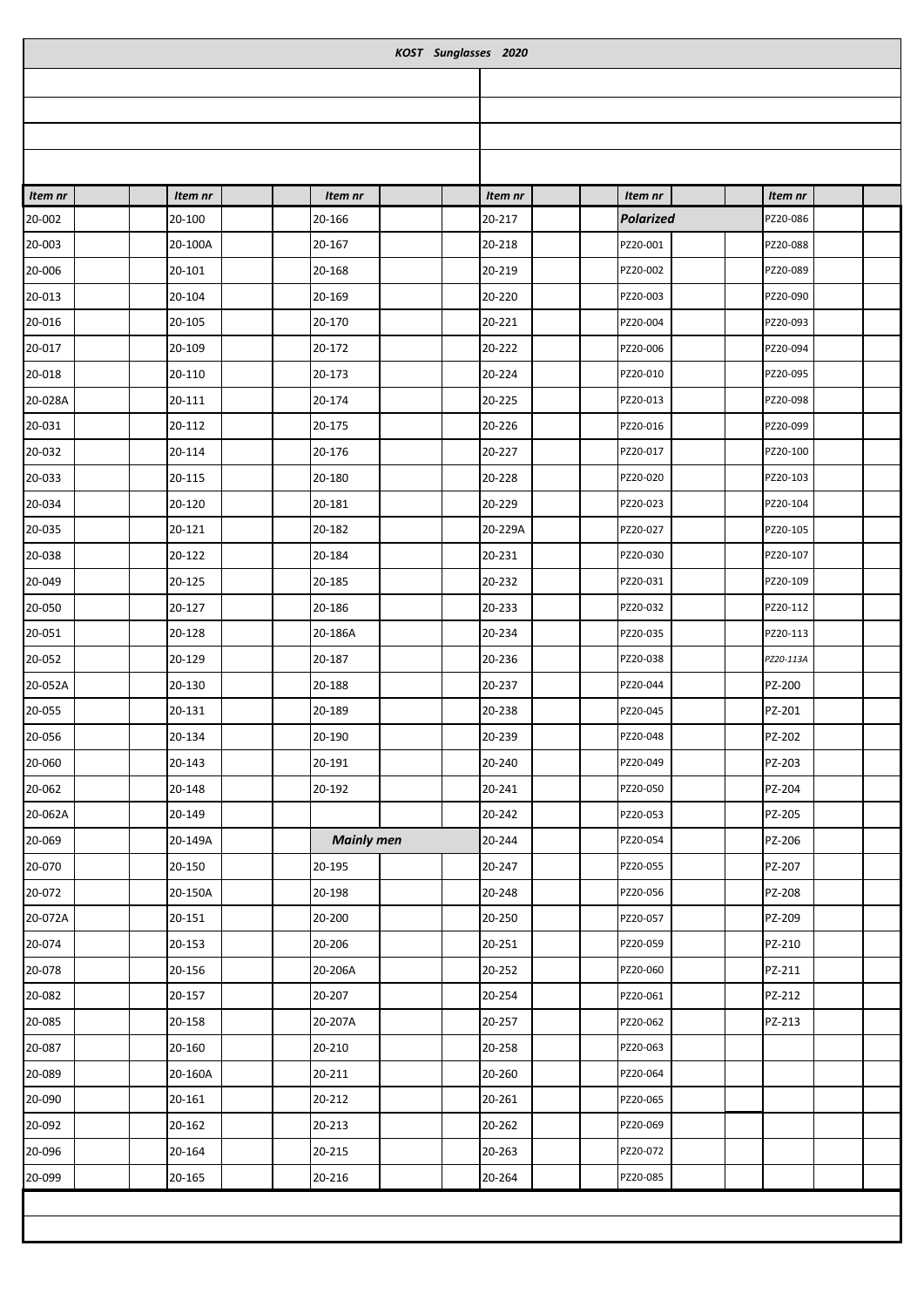# KOST Sunglasses 2020

| Item nr | | Item nr | | Item nr | | Item nr | | Item nr | | Item nr | |
|---|---|---|---|---|---|---|---|---|---|---|---|
| 20-002 | | 20-100 | | 20-166 | | 20-217 | | ***Polarized*** | | PZ20-086 | |
| 20-003 | | 20-100A | | 20-167 | | 20-218 | | PZ20-001 | | PZ20-088 | |
| 20-006 | | 20-101 | | 20-168 | | 20-219 | | PZ20-002 | | PZ20-089 | |
| 20-013 | | 20-104 | | 20-169 | | 20-220 | | PZ20-003 | | PZ20-090 | |
| 20-016 | | 20-105 | | 20-170 | | 20-221 | | PZ20-004 | | PZ20-093 | |
| 20-017 | | 20-109 | | 20-172 | | 20-222 | | PZ20-006 | | PZ20-094 | |
| 20-018 | | 20-110 | | 20-173 | | 20-224 | | PZ20-010 | | PZ20-095 | |
| 20-028A | | 20-111 | | 20-174 | | 20-225 | | PZ20-013 | | PZ20-098 | |
| 20-031 | | 20-112 | | 20-175 | | 20-226 | | PZ20-016 | | PZ20-099 | |
| 20-032 | | 20-114 | | 20-176 | | 20-227 | | PZ20-017 | | PZ20-100 | |
| 20-033 | | 20-115 | | 20-180 | | 20-228 | | PZ20-020 | | PZ20-103 | |
| 20-034 | | 20-120 | | 20-181 | | 20-229 | | PZ20-023 | | PZ20-104 | |
| 20-035 | | 20-121 | | 20-182 | | 20-229A | | PZ20-027 | | PZ20-105 | |
| 20-038 | | 20-122 | | 20-184 | | 20-231 | | PZ20-030 | | PZ20-107 | |
| 20-049 | | 20-125 | | 20-185 | | 20-232 | | PZ20-031 | | PZ20-109 | |
| 20-050 | | 20-127 | | 20-186 | | 20-233 | | PZ20-032 | | PZ20-112 | |
| 20-051 | | 20-128 | | 20-186A | | 20-234 | | PZ20-035 | | PZ20-113 | |
| 20-052 | | 20-129 | | 20-187 | | 20-236 | | PZ20-038 | | *PZ20-113A* | |
| 20-052A | | 20-130 | | 20-188 | | 20-237 | | PZ20-044 | | PZ-200 | |
| 20-055 | | 20-131 | | 20-189 | | 20-238 | | PZ20-045 | | PZ-201 | |
| 20-056 | | 20-134 | | 20-190 | | 20-239 | | PZ20-048 | | PZ-202 | |
| 20-060 | | 20-143 | | 20-191 | | 20-240 | | PZ20-049 | | PZ-203 | |
| 20-062 | | 20-148 | | 20-192 | | 20-241 | | PZ20-050 | | PZ-204 | |
| 20-062A | | 20-149 | | | | 20-242 | | PZ20-053 | | PZ-205 | |
| 20-069 | | 20-149A | | ***Mainly men*** | | 20-244 | | PZ20-054 | | PZ-206 | |
| 20-070 | | 20-150 | | 20-195 | | 20-247 | | PZ20-055 | | PZ-207 | |
| 20-072 | | 20-150A | | 20-198 | | 20-248 | | PZ20-056 | | PZ-208 | |
| 20-072A | | 20-151 | | 20-200 | | 20-250 | | PZ20-057 | | PZ-209 | |
| 20-074 | | 20-153 | | 20-206 | | 20-251 | | PZ20-059 | | PZ-210 | |
| 20-078 | | 20-156 | | 20-206A | | 20-252 | | PZ20-060 | | PZ-211 | |
| 20-082 | | 20-157 | | 20-207 | | 20-254 | | PZ20-061 | | PZ-212 | |
| 20-085 | | 20-158 | | 20-207A | | 20-257 | | PZ20-062 | | PZ-213 | |
| 20-087 | | 20-160 | | 20-210 | | 20-258 | | PZ20-063 | | | |
| 20-089 | | 20-160A | | 20-211 | | 20-260 | | PZ20-064 | | | |
| 20-090 | | 20-161 | | 20-212 | | 20-261 | | PZ20-065 | | | |
| 20-092 | | 20-162 | | 20-213 | | 20-262 | | PZ20-069 | | | |
| 20-096 | | 20-164 | | 20-215 | | 20-263 | | PZ20-072 | | | |
| 20-099 | | 20-165 | | 20-216 | | 20-264 | | PZ20-085 | | | |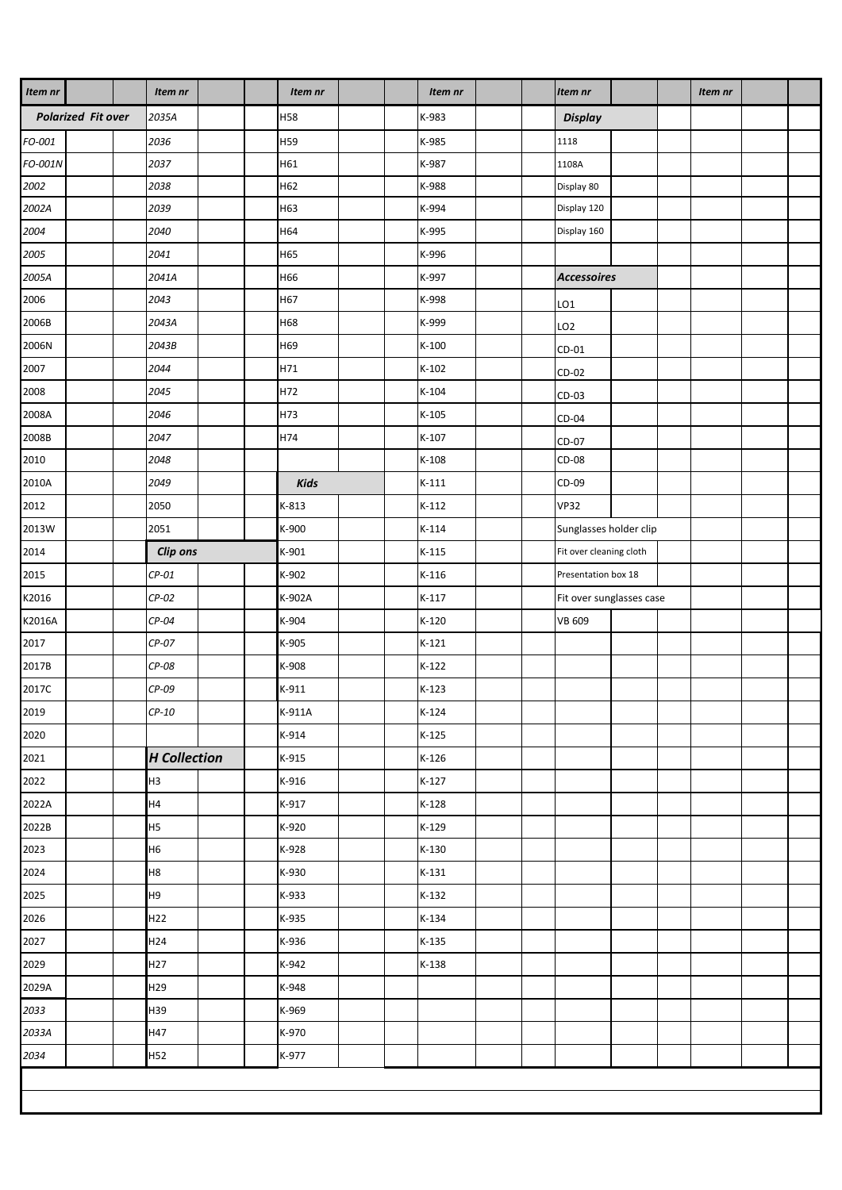| Item nr | | Item nr | | Item nr | | Item nr | | Item nr | | Item nr | |
|---|---|---|---|---|---|---|---|---|---|---|---|
| ***Polarized Fit over*** | | *2035A* | | H58 | | K-983 | | ***Display*** | | | |
| *FO-001* | | *2036* | | H59 | | K-985 | | 1118 | | | |
| *FO-001N* | | *2037* | | H61 | | K-987 | | 1108A | | | |
| *2002* | | *2038* | | H62 | | K-988 | | Display 80 | | | |
| *2002A* | | *2039* | | H63 | | K-994 | | Display 120 | | | |
| *2004* | | *2040* | | H64 | | K-995 | | Display 160 | | | |
| *2005* | | *2041* | | H65 | | K-996 | | | | | |
| *2005A* | | *2041A* | | H66 | | K-997 | | ***Accessoires*** | | | |
| 2006 | | *2043* | | H67 | | K-998 | | LO1 | | | |
| 2006B | | *2043A* | | H68 | | K-999 | | LO2 | | | |
| 2006N | | *2043B* | | H69 | | K-100 | | CD-01 | | | |
| 2007 | | *2044* | | H71 | | K-102 | | CD-02 | | | |
| 2008 | | *2045* | | H72 | | K-104 | | CD-03 | | | |
| 2008A | | *2046* | | H73 | | K-105 | | CD-04 | | | |
| 2008B | | *2047* | | H74 | | K-107 | | CD-07 | | | |
| 2010 | | *2048* | | | | K-108 | | CD-08 | | | |
| 2010A | | *2049* | | ***Kids*** | | K-111 | | CD-09 | | | |
| 2012 | | 2050 | | K-813 | | K-112 | | VP32 | | | |
| 2013W | | 2051 | | K-900 | | K-114 | | Sunglasses holder clip | | | |
| 2014 | | ***Clip ons*** | | K-901 | | K-115 | | Fit over cleaning cloth | | | |
| 2015 | | *CP-01* | | K-902 | | K-116 | | Presentation box 18 | | | |
| K2016 | | *CP-02* | | K-902A | | K-117 | | Fit over sunglasses case | | | |
| K2016A | | *CP-04* | | K-904 | | K-120 | | VB 609 | | | |
| 2017 | | *CP-07* | | K-905 | | K-121 | | | | | |
| 2017B | | *CP-08* | | K-908 | | K-122 | | | | | |
| 2017C | | *CP-09* | | K-911 | | K-123 | | | | | |
| 2019 | | *CP-10* | | K-911A | | K-124 | | | | | |
| 2020 | | | | K-914 | | K-125 | | | | | |
| 2021 | | ***H Collection*** | | K-915 | | K-126 | | | | | |
| 2022 | | H3 | | K-916 | | K-127 | | | | | |
| 2022A | | H4 | | K-917 | | K-128 | | | | | |
| 2022B | | H5 | | K-920 | | K-129 | | | | | |
| 2023 | | H6 | | K-928 | | K-130 | | | | | |
| 2024 | | H8 | | K-930 | | K-131 | | | | | |
| 2025 | | H9 | | K-933 | | K-132 | | | | | |
| 2026 | | H22 | | K-935 | | K-134 | | | | | |
| 2027 | | H24 | | K-936 | | K-135 | | | | | |
| 2029 | | H27 | | K-942 | | K-138 | | | | | |
| 2029A | | H29 | | K-948 | | | | | | | |
| *2033* | | H39 | | K-969 | | | | | | | |
| *2033A* | | H47 | | K-970 | | | | | | | |
| *2034* | | H52 | | K-977 | | | | | | | |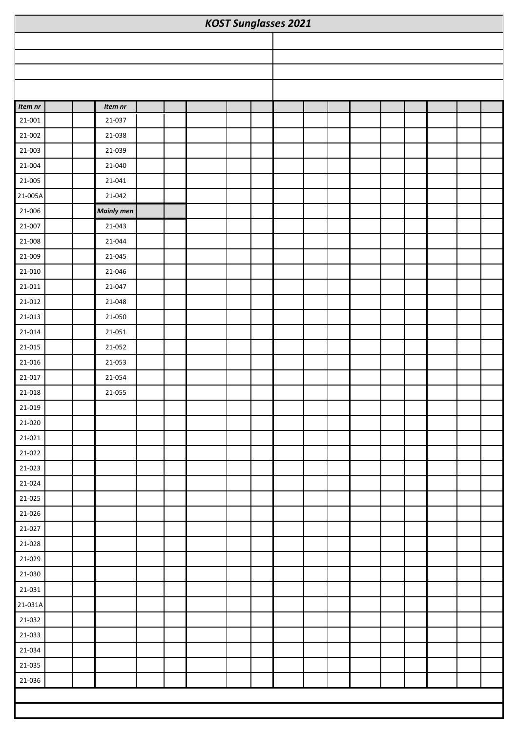# *KOST Sunglasses 2021*

| *Item nr* | | | *Item nr* | | | | | | | | | | | | | | |
|---|---|---|---|---|---|---|---|---|---|---|---|---|---|---|---|---|---|
| 21-001 | | | 21-037 | | | | | | | | | | | | | | |
| 21-002 | | | 21-038 | | | | | | | | | | | | | | |
| 21-003 | | | 21-039 | | | | | | | | | | | | | | |
| 21-004 | | | 21-040 | | | | | | | | | | | | | | |
| 21-005 | | | 21-041 | | | | | | | | | | | | | | |
| 21-005A | | | 21-042 | | | | | | | | | | | | | | |
| 21-006 | | | *Mainly men* | | | | | | | | | | | | | | |
| 21-007 | | | 21-043 | | | | | | | | | | | | | | |
| 21-008 | | | 21-044 | | | | | | | | | | | | | | |
| 21-009 | | | 21-045 | | | | | | | | | | | | | | |
| 21-010 | | | 21-046 | | | | | | | | | | | | | | |
| 21-011 | | | 21-047 | | | | | | | | | | | | | | |
| 21-012 | | | 21-048 | | | | | | | | | | | | | | |
| 21-013 | | | 21-050 | | | | | | | | | | | | | | |
| 21-014 | | | 21-051 | | | | | | | | | | | | | | |
| 21-015 | | | 21-052 | | | | | | | | | | | | | | |
| 21-016 | | | 21-053 | | | | | | | | | | | | | | |
| 21-017 | | | 21-054 | | | | | | | | | | | | | | |
| 21-018 | | | 21-055 | | | | | | | | | | | | | | |
| 21-019 | | | | | | | | | | | | | | | | | |
| 21-020 | | | | | | | | | | | | | | | | | |
| 21-021 | | | | | | | | | | | | | | | | | |
| 21-022 | | | | | | | | | | | | | | | | | |
| 21-023 | | | | | | | | | | | | | | | | | |
| 21-024 | | | | | | | | | | | | | | | | | |
| 21-025 | | | | | | | | | | | | | | | | | |
| 21-026 | | | | | | | | | | | | | | | | | |
| 21-027 | | | | | | | | | | | | | | | | | |
| 21-028 | | | | | | | | | | | | | | | | | |
| 21-029 | | | | | | | | | | | | | | | | | |
| 21-030 | | | | | | | | | | | | | | | | | |
| 21-031 | | | | | | | | | | | | | | | | | |
| 21-031A | | | | | | | | | | | | | | | | | |
| 21-032 | | | | | | | | | | | | | | | | | |
| 21-033 | | | | | | | | | | | | | | | | | |
| 21-034 | | | | | | | | | | | | | | | | | |
| 21-035 | | | | | | | | | | | | | | | | | |
| 21-036 | | | | | | | | | | | | | | | | | |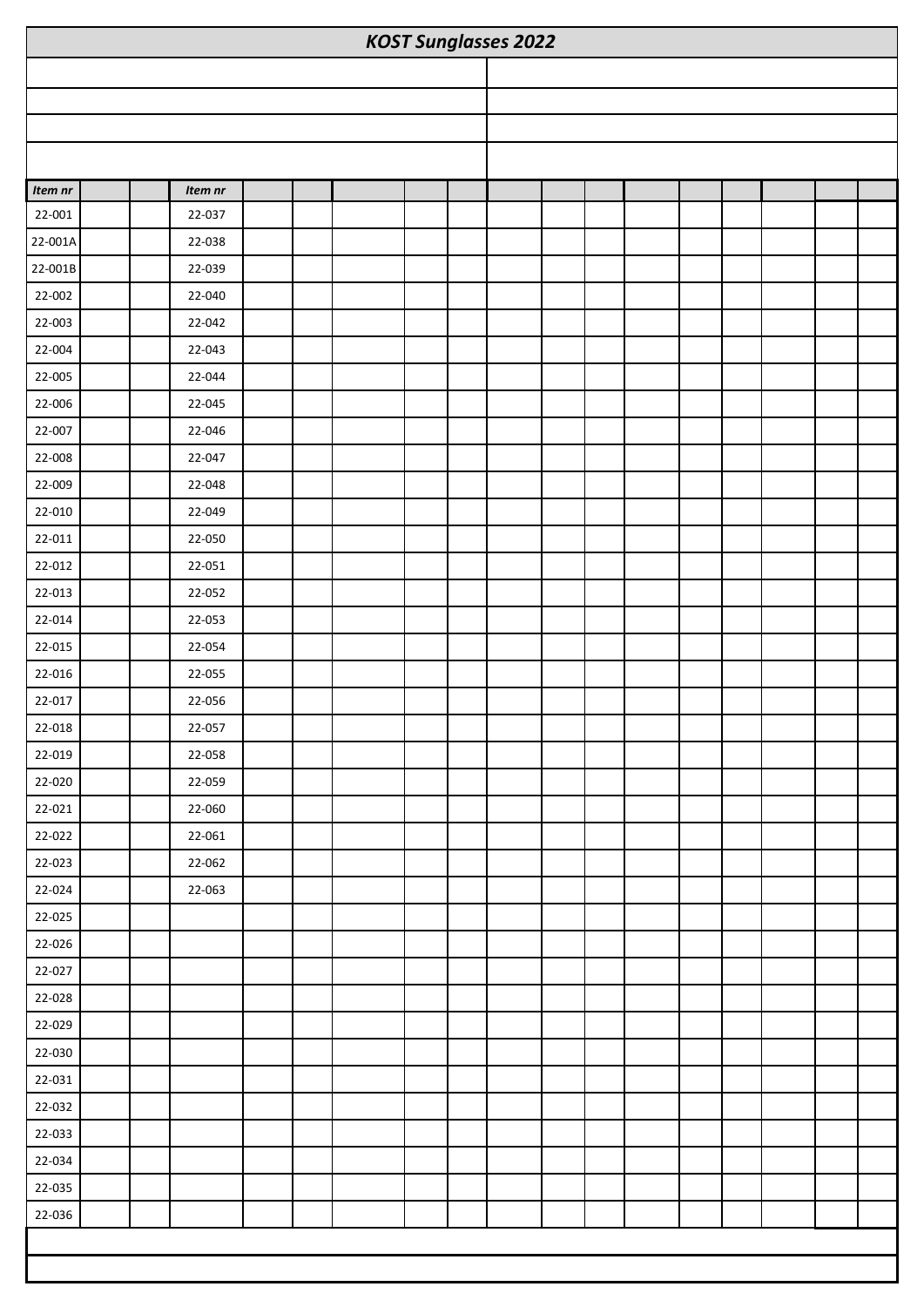# KOST Sunglasses 2022

| Item nr | | | Item nr | | | | | | | | | | | | | | |
|---|---|---|---|---|---|---|---|---|---|---|---|---|---|---|---|---|---|
| 22-001 | | | 22-037 | | | | | | | | | | | | | | |
| 22-001A | | | 22-038 | | | | | | | | | | | | | | |
| 22-001B | | | 22-039 | | | | | | | | | | | | | | |
| 22-002 | | | 22-040 | | | | | | | | | | | | | | |
| 22-003 | | | 22-042 | | | | | | | | | | | | | | |
| 22-004 | | | 22-043 | | | | | | | | | | | | | | |
| 22-005 | | | 22-044 | | | | | | | | | | | | | | |
| 22-006 | | | 22-045 | | | | | | | | | | | | | | |
| 22-007 | | | 22-046 | | | | | | | | | | | | | | |
| 22-008 | | | 22-047 | | | | | | | | | | | | | | |
| 22-009 | | | 22-048 | | | | | | | | | | | | | | |
| 22-010 | | | 22-049 | | | | | | | | | | | | | | |
| 22-011 | | | 22-050 | | | | | | | | | | | | | | |
| 22-012 | | | 22-051 | | | | | | | | | | | | | | |
| 22-013 | | | 22-052 | | | | | | | | | | | | | | |
| 22-014 | | | 22-053 | | | | | | | | | | | | | | |
| 22-015 | | | 22-054 | | | | | | | | | | | | | | |
| 22-016 | | | 22-055 | | | | | | | | | | | | | | |
| 22-017 | | | 22-056 | | | | | | | | | | | | | | |
| 22-018 | | | 22-057 | | | | | | | | | | | | | | |
| 22-019 | | | 22-058 | | | | | | | | | | | | | | |
| 22-020 | | | 22-059 | | | | | | | | | | | | | | |
| 22-021 | | | 22-060 | | | | | | | | | | | | | | |
| 22-022 | | | 22-061 | | | | | | | | | | | | | | |
| 22-023 | | | 22-062 | | | | | | | | | | | | | | |
| 22-024 | | | 22-063 | | | | | | | | | | | | | | |
| 22-025 | | | | | | | | | | | | | | | | | |
| 22-026 | | | | | | | | | | | | | | | | | |
| 22-027 | | | | | | | | | | | | | | | | | |
| 22-028 | | | | | | | | | | | | | | | | | |
| 22-029 | | | | | | | | | | | | | | | | | |
| 22-030 | | | | | | | | | | | | | | | | | |
| 22-031 | | | | | | | | | | | | | | | | | |
| 22-032 | | | | | | | | | | | | | | | | | |
| 22-033 | | | | | | | | | | | | | | | | | |
| 22-034 | | | | | | | | | | | | | | | | | |
| 22-035 | | | | | | | | | | | | | | | | | |
| 22-036 | | | | | | | | | | | | | | | | | |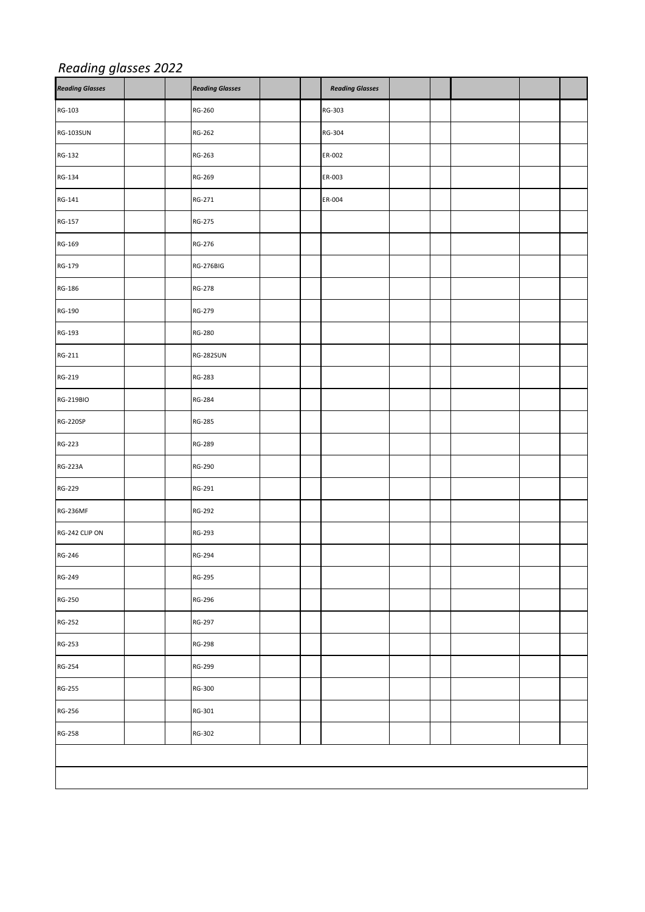# *Reading glasses 2022*

| ***Reading Glasses*** | | | ***Reading Glasses*** | | | ***Reading Glasses*** | | | | | |
|---|---|---|---|---|---|---|---|---|---|---|---|
| RG-103 | | | RG-260 | | | RG-303 | | | | | |
| RG-103SUN | | | RG-262 | | | RG-304 | | | | | |
| RG-132 | | | RG-263 | | | ER-002 | | | | | |
| RG-134 | | | RG-269 | | | ER-003 | | | | | |
| RG-141 | | | RG-271 | | | ER-004 | | | | | |
| RG-157 | | | RG-275 | | | | | | | | |
| RG-169 | | | RG-276 | | | | | | | | |
| RG-179 | | | RG-276BIG | | | | | | | | |
| RG-186 | | | RG-278 | | | | | | | | |
| RG-190 | | | RG-279 | | | | | | | | |
| RG-193 | | | RG-280 | | | | | | | | |
| RG-211 | | | RG-282SUN | | | | | | | | |
| RG-219 | | | RG-283 | | | | | | | | |
| RG-219BIO | | | RG-284 | | | | | | | | |
| RG-220SP | | | RG-285 | | | | | | | | |
| RG-223 | | | RG-289 | | | | | | | | |
| RG-223A | | | RG-290 | | | | | | | | |
| RG-229 | | | RG-291 | | | | | | | | |
| RG-236MF | | | RG-292 | | | | | | | | |
| RG-242 CLIP ON | | | RG-293 | | | | | | | | |
| RG-246 | | | RG-294 | | | | | | | | |
| RG-249 | | | RG-295 | | | | | | | | |
| RG-250 | | | RG-296 | | | | | | | | |
| RG-252 | | | RG-297 | | | | | | | | |
| RG-253 | | | RG-298 | | | | | | | | |
| RG-254 | | | RG-299 | | | | | | | | |
| RG-255 | | | RG-300 | | | | | | | | |
| RG-256 | | | RG-301 | | | | | | | | |
| RG-258 | | | RG-302 | | | | | | | | |